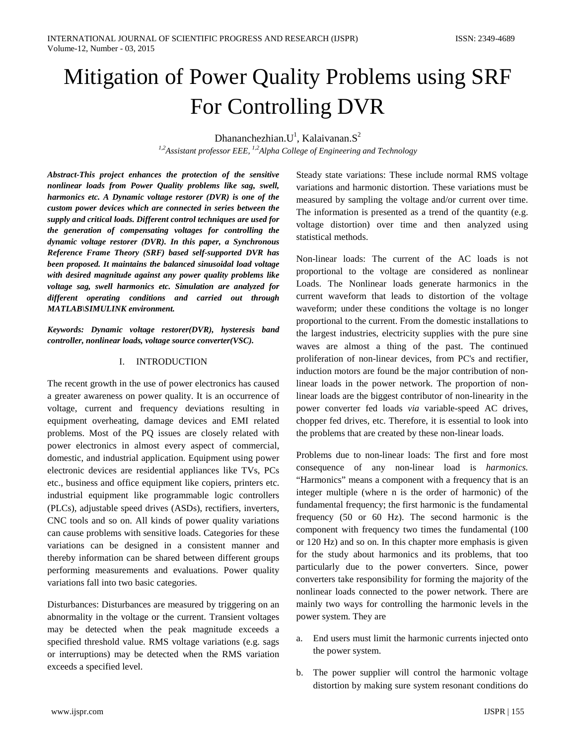# Mitigation of Power Quality Problems using SRF For Controlling DVR

Dhananchezhian.U[1], Kalaivanan.S[2]

*[1,2]Assistant professor EEE, [1,2]Alpha College of Engineering and Technology*

***Abstract-This project enhances the protection of the sensitive nonlinear loads from Power Quality problems like sag, swell, harmonics etc. A Dynamic voltage restorer (DVR) is one of the custom power devices which are connected in series between the supply and critical loads. Different control techniques are used for the generation of compensating voltages for controlling the dynamic voltage restorer (DVR). In this paper, a Synchronous Reference Frame Theory (SRF) based self-supported DVR has been proposed. It maintains the balanced sinusoidal load voltage with desired magnitude against any power quality problems like voltage sag, swell harmonics etc. Simulation are analyzed for different operating conditions and carried out through MATLAB\SIMULINK environment.***

***Keywords: Dynamic voltage restorer(DVR), hysteresis band controller, nonlinear loads, voltage source converter(VSC).***

## I. INTRODUCTION

The recent growth in the use of power electronics has caused a greater awareness on power quality. It is an occurrence of voltage, current and frequency deviations resulting in equipment overheating, damage devices and EMI related problems. Most of the PQ issues are closely related with power electronics in almost every aspect of commercial, domestic, and industrial application. Equipment using power electronic devices are residential appliances like TVs, PCs etc., business and office equipment like copiers, printers etc. industrial equipment like programmable logic controllers (PLCs), adjustable speed drives (ASDs), rectifiers, inverters, CNC tools and so on. All kinds of power quality variations can cause problems with sensitive loads. Categories for these variations can be designed in a consistent manner and thereby information can be shared between different groups performing measurements and evaluations. Power quality variations fall into two basic categories.

Disturbances: Disturbances are measured by triggering on an abnormality in the voltage or the current. Transient voltages may be detected when the peak magnitude exceeds a specified threshold value. RMS voltage variations (e.g. sags or interruptions) may be detected when the RMS variation exceeds a specified level.

Steady state variations: These include normal RMS voltage variations and harmonic distortion. These variations must be measured by sampling the voltage and/or current over time. The information is presented as a trend of the quantity (e.g. voltage distortion) over time and then analyzed using statistical methods.

Non-linear loads: The current of the AC loads is not proportional to the voltage are considered as nonlinear Loads. The Nonlinear loads generate harmonics in the current waveform that leads to distortion of the voltage waveform; under these conditions the voltage is no longer proportional to the current. From the domestic installations to the largest industries, electricity supplies with the pure sine waves are almost a thing of the past. The continued proliferation of non-linear devices, from PC's and rectifier, induction motors are found be the major contribution of non-linear loads in the power network. The proportion of non-linear loads are the biggest contributor of non-linearity in the power converter fed loads *via* variable-speed AC drives, chopper fed drives, etc. Therefore, it is essential to look into the problems that are created by these non-linear loads.

Problems due to non-linear loads: The first and fore most consequence of any non-linear load is *harmonics.* "Harmonics" means a component with a frequency that is an integer multiple (where n is the order of harmonic) of the fundamental frequency; the first harmonic is the fundamental frequency (50 or 60 Hz). The second harmonic is the component with frequency two times the fundamental (100 or 120 Hz) and so on. In this chapter more emphasis is given for the study about harmonics and its problems, that too particularly due to the power converters. Since, power converters take responsibility for forming the majority of the nonlinear loads connected to the power network. There are mainly two ways for controlling the harmonic levels in the power system. They are

a. End users must limit the harmonic currents injected onto the power system.
b. The power supplier will control the harmonic voltage distortion by making sure system resonant conditions do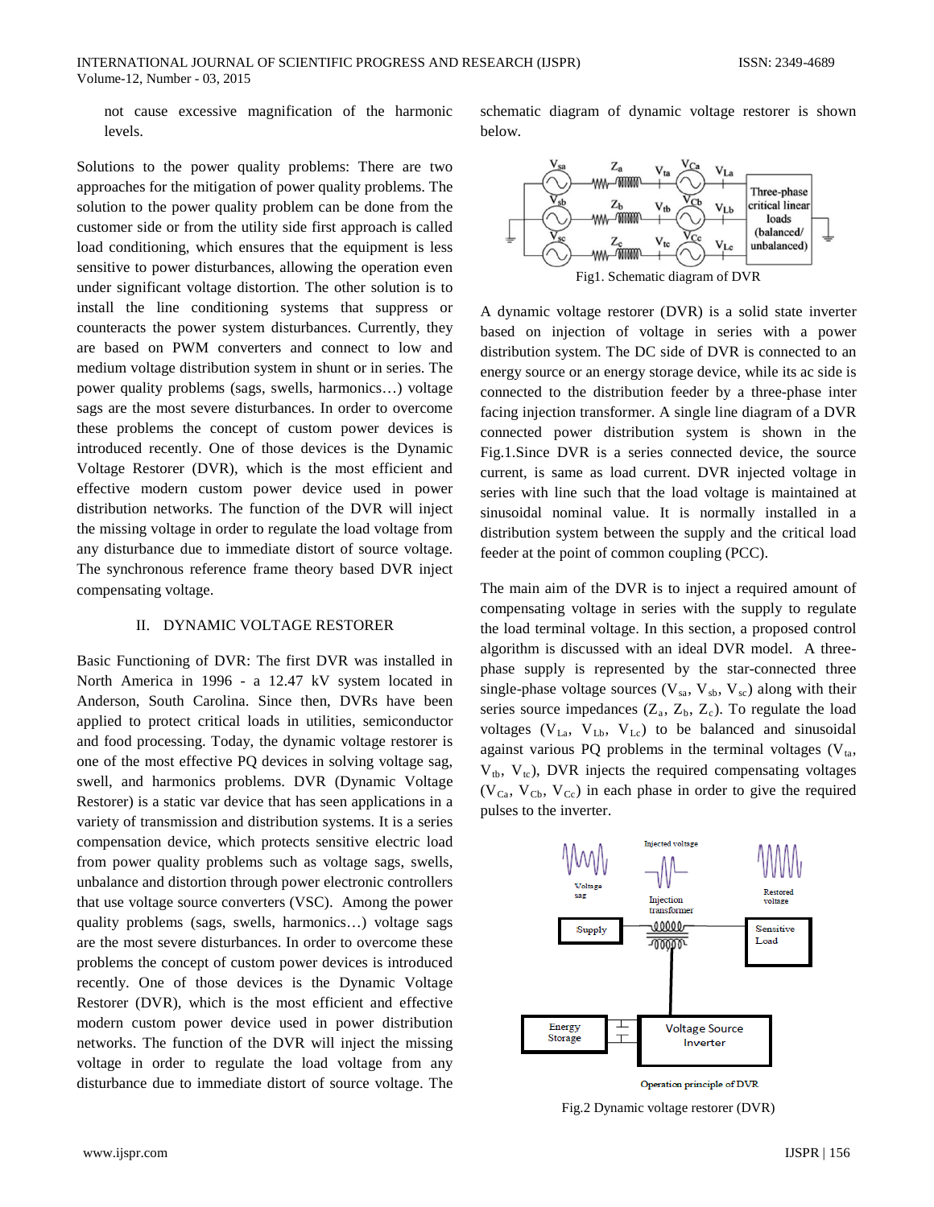not cause excessive magnification of the harmonic levels.

Solutions to the power quality problems: There are two approaches for the mitigation of power quality problems. The solution to the power quality problem can be done from the customer side or from the utility side first approach is called load conditioning, which ensures that the equipment is less sensitive to power disturbances, allowing the operation even under significant voltage distortion. The other solution is to install the line conditioning systems that suppress or counteracts the power system disturbances. Currently, they are based on PWM converters and connect to low and medium voltage distribution system in shunt or in series. The power quality problems (sags, swells, harmonics…) voltage sags are the most severe disturbances. In order to overcome these problems the concept of custom power devices is introduced recently. One of those devices is the Dynamic Voltage Restorer (DVR), which is the most efficient and effective modern custom power device used in power distribution networks. The function of the DVR will inject the missing voltage in order to regulate the load voltage from any disturbance due to immediate distort of source voltage. The synchronous reference frame theory based DVR inject compensating voltage.

## II. DYNAMIC VOLTAGE RESTORER

Basic Functioning of DVR: The first DVR was installed in North America in 1996 - a 12.47 kV system located in Anderson, South Carolina. Since then, DVRs have been applied to protect critical loads in utilities, semiconductor and food processing. Today, the dynamic voltage restorer is one of the most effective PQ devices in solving voltage sag, swell, and harmonics problems. DVR (Dynamic Voltage Restorer) is a static var device that has seen applications in a variety of transmission and distribution systems. It is a series compensation device, which protects sensitive electric load from power quality problems such as voltage sags, swells, unbalance and distortion through power electronic controllers that use voltage source converters (VSC). Among the power quality problems (sags, swells, harmonics…) voltage sags are the most severe disturbances. In order to overcome these problems the concept of custom power devices is introduced recently. One of those devices is the Dynamic Voltage Restorer (DVR), which is the most efficient and effective modern custom power device used in power distribution networks. The function of the DVR will inject the missing voltage in order to regulate the load voltage from any disturbance due to immediate distort of source voltage. The schematic diagram of dynamic voltage restorer is shown below.

Fig1. Schematic diagram of DVR

A dynamic voltage restorer (DVR) is a solid state inverter based on injection of voltage in series with a power distribution system. The DC side of DVR is connected to an energy source or an energy storage device, while its ac side is connected to the distribution feeder by a three-phase inter facing injection transformer. A single line diagram of a DVR connected power distribution system is shown in the Fig.1.Since DVR is a series connected device, the source current, is same as load current. DVR injected voltage in series with line such that the load voltage is maintained at sinusoidal nominal value. It is normally installed in a distribution system between the supply and the critical load feeder at the point of common coupling (PCC).

The main aim of the DVR is to inject a required amount of compensating voltage in series with the supply to regulate the load terminal voltage. In this section, a proposed control algorithm is discussed with an ideal DVR model. A three-phase supply is represented by the star-connected three single-phase voltage sources ($V_{sa}$, $V_{sb}$, $V_{sc}$) along with their series source impedances ($Z_a$, $Z_b$, $Z_c$). To regulate the load voltages ($V_{La}$, $V_{Lb}$, $V_{Lc}$) to be balanced and sinusoidal against various PQ problems in the terminal voltages ($V_{ta}$, $V_{tb}$, $V_{tc}$), DVR injects the required compensating voltages ($V_{Ca}$, $V_{Cb}$, $V_{Cc}$) in each phase in order to give the required pulses to the inverter.

Fig.2 Dynamic voltage restorer (DVR)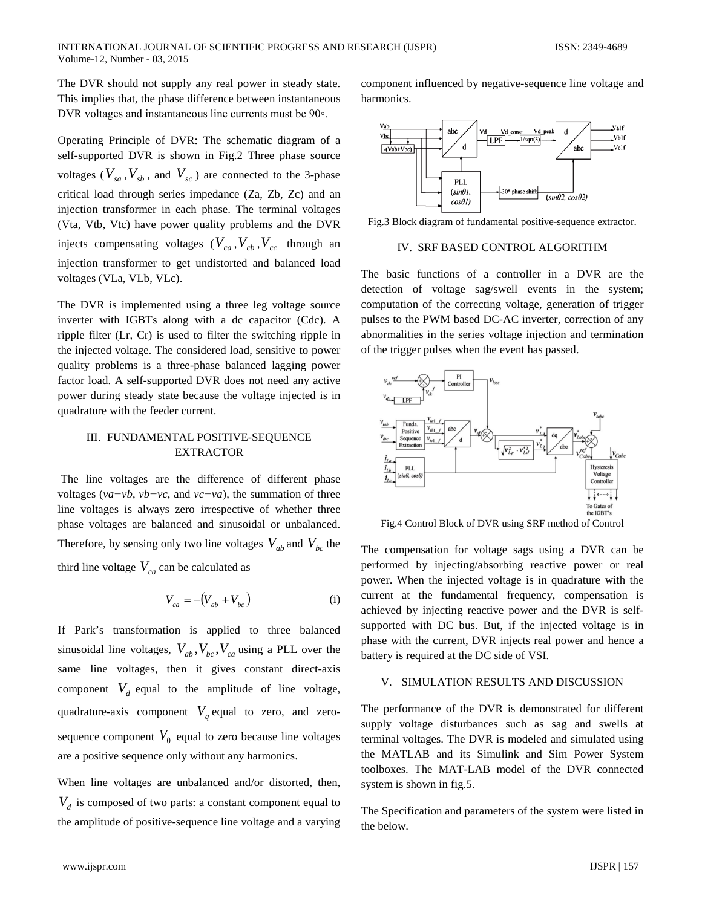The DVR should not supply any real power in steady state. This implies that, the phase difference between instantaneous DVR voltages and instantaneous line currents must be 90◦.

Operating Principle of DVR: The schematic diagram of a self-supported DVR is shown in Fig.2 Three phase source voltages ($V_{sa}, V_{sb}$, and $V_{sc}$) are connected to the 3-phase critical load through series impedance (Za, Zb, Zc) and an injection transformer in each phase. The terminal voltages (Vta, Vtb, Vtc) have power quality problems and the DVR injects compensating voltages ($V_{ca}, V_{cb}, V_{cc}$ through an injection transformer to get undistorted and balanced load voltages (VLa, VLb, VLc).

The DVR is implemented using a three leg voltage source inverter with IGBTs along with a dc capacitor (Cdc). A ripple filter (Lr, Cr) is used to filter the switching ripple in the injected voltage. The considered load, sensitive to power quality problems is a three-phase balanced lagging power factor load. A self-supported DVR does not need any active power during steady state because the voltage injected is in quadrature with the feeder current.

## III. FUNDAMENTAL POSITIVE-SEQUENCE EXTRACTOR

The line voltages are the difference of different phase voltages (*va−vb*, *vb−vc*, and *vc−va*), the summation of three line voltages is always zero irrespective of whether three phase voltages are balanced and sinusoidal or unbalanced. Therefore, by sensing only two line voltages $V_{ab}$ and $V_{bc}$ the third line voltage $V_{ca}$ can be calculated as

$$V_{ca} = -(V_{ab} + V_{bc}) \qquad \text{(i)}$$

If Park's transformation is applied to three balanced sinusoidal line voltages, $V_{ab}, V_{bc}, V_{ca}$ using a PLL over the same line voltages, then it gives constant direct-axis component $V_d$ equal to the amplitude of line voltage, quadrature-axis component $V_q$ equal to zero, and zero-sequence component $V_0$ equal to zero because line voltages are a positive sequence only without any harmonics.

When line voltages are unbalanced and/or distorted, then, $V_d$ is composed of two parts: a constant component equal to the amplitude of positive-sequence line voltage and a varying component influenced by negative-sequence line voltage and harmonics.

Fig.3 Block diagram of fundamental positive-sequence extractor.

## IV. SRF BASED CONTROL ALGORITHM

The basic functions of a controller in a DVR are the detection of voltage sag/swell events in the system; computation of the correcting voltage, generation of trigger pulses to the PWM based DC-AC inverter, correction of any abnormalities in the series voltage injection and termination of the trigger pulses when the event has passed.

Fig.4 Control Block of DVR using SRF method of Control

The compensation for voltage sags using a DVR can be performed by injecting/absorbing reactive power or real power. When the injected voltage is in quadrature with the current at the fundamental frequency, compensation is achieved by injecting reactive power and the DVR is self-supported with DC bus. But, if the injected voltage is in phase with the current, DVR injects real power and hence a battery is required at the DC side of VSI.

## V. SIMULATION RESULTS AND DISCUSSION

The performance of the DVR is demonstrated for different supply voltage disturbances such as sag and swells at terminal voltages. The DVR is modeled and simulated using the MATLAB and its Simulink and Sim Power System toolboxes. The MAT-LAB model of the DVR connected system is shown in fig.5.

The Specification and parameters of the system were listed in the below.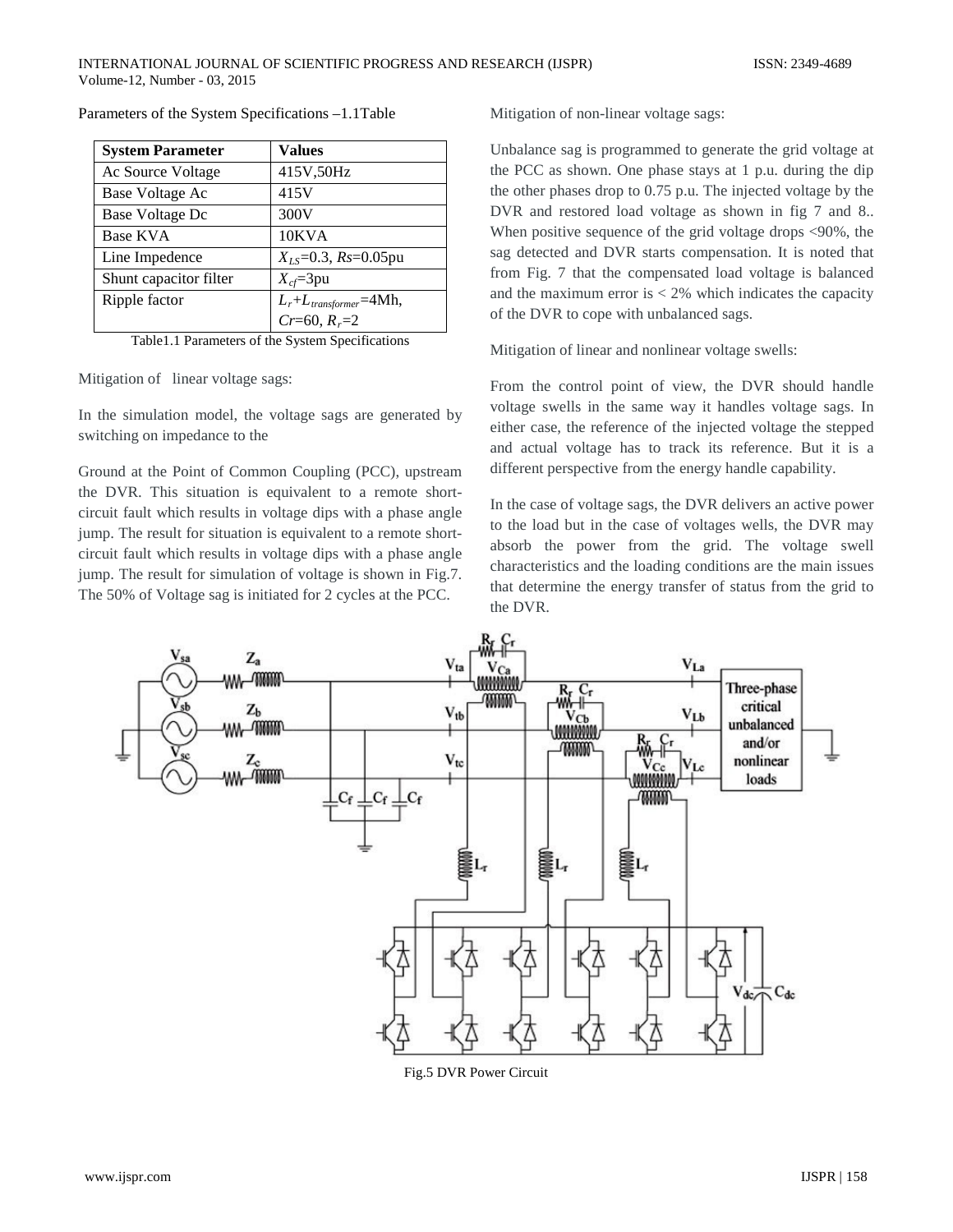Parameters of the System Specifications –1.1Table

| System Parameter | Values |
|---|---|
| Ac Source Voltage | 415V,50Hz |
| Base Voltage Ac | 415V |
| Base Voltage Dc | 300V |
| Base KVA | 10KVA |
| Line Impedence | $X_{LS}$=0.3, $Rs$=0.05pu |
| Shunt capacitor filter | $X_{cf}$=3pu |
| Ripple factor | $L_r$+$L_{transformer}$=4Mh, $Cr$=60, $R_r$=2 |

Table1.1 Parameters of the System Specifications

Mitigation of linear voltage sags:

In the simulation model, the voltage sags are generated by switching on impedance to the

Ground at the Point of Common Coupling (PCC), upstream the DVR. This situation is equivalent to a remote short-circuit fault which results in voltage dips with a phase angle jump. The result for situation is equivalent to a remote short-circuit fault which results in voltage dips with a phase angle jump. The result for simulation of voltage is shown in Fig.7. The 50% of Voltage sag is initiated for 2 cycles at the PCC.

Mitigation of non-linear voltage sags:

Unbalance sag is programmed to generate the grid voltage at the PCC as shown. One phase stays at 1 p.u. during the dip the other phases drop to 0.75 p.u. The injected voltage by the DVR and restored load voltage as shown in fig 7 and 8.. When positive sequence of the grid voltage drops <90%, the sag detected and DVR starts compensation. It is noted that from Fig. 7 that the compensated load voltage is balanced and the maximum error is < 2% which indicates the capacity of the DVR to cope with unbalanced sags.

Mitigation of linear and nonlinear voltage swells:

From the control point of view, the DVR should handle voltage swells in the same way it handles voltage sags. In either case, the reference of the injected voltage the stepped and actual voltage has to track its reference. But it is a different perspective from the energy handle capability.

In the case of voltage sags, the DVR delivers an active power to the load but in the case of voltages wells, the DVR may absorb the power from the grid. The voltage swell characteristics and the loading conditions are the main issues that determine the energy transfer of status from the grid to the DVR.

Fig.5 DVR Power Circuit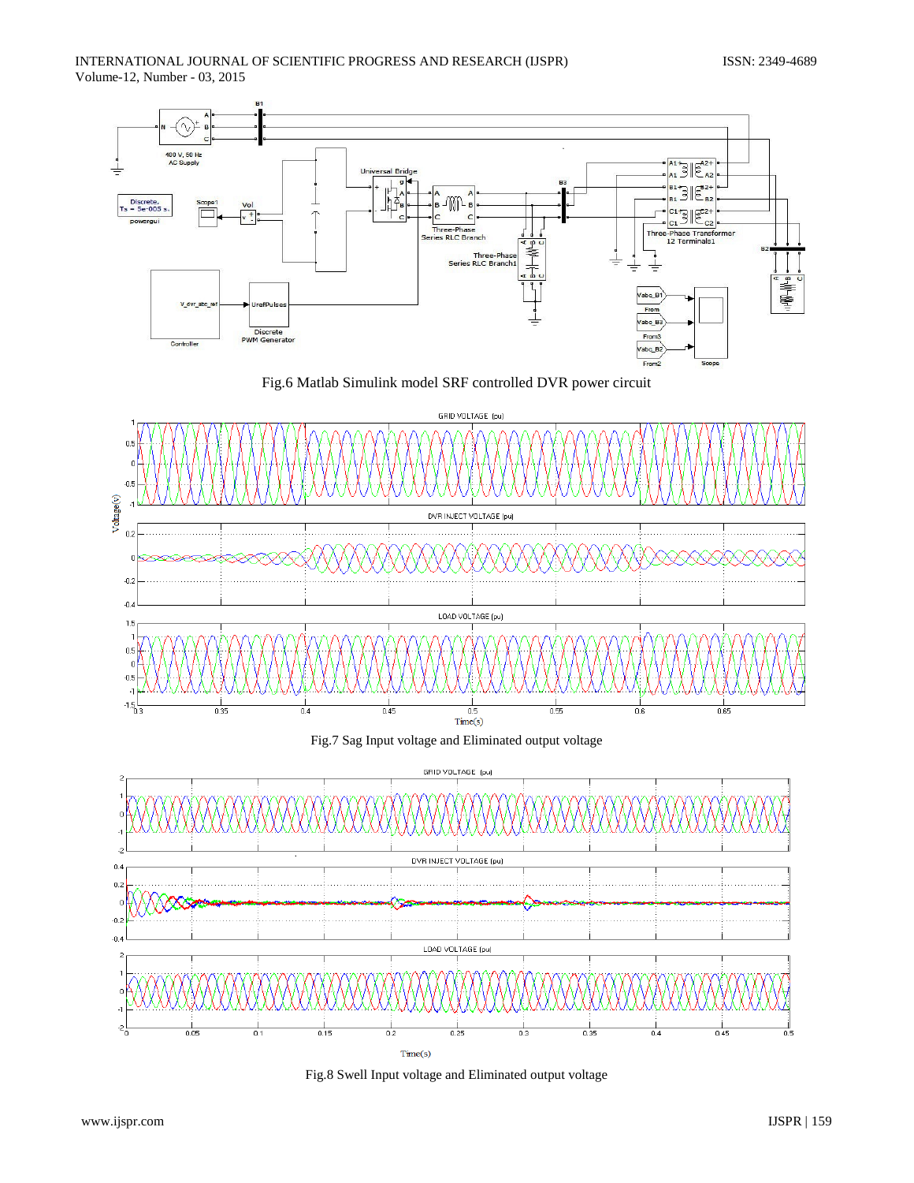Fig.6 Matlab Simulink model SRF controlled DVR power circuit

Fig.7 Sag Input voltage and Eliminated output voltage

Fig.8 Swell Input voltage and Eliminated output voltage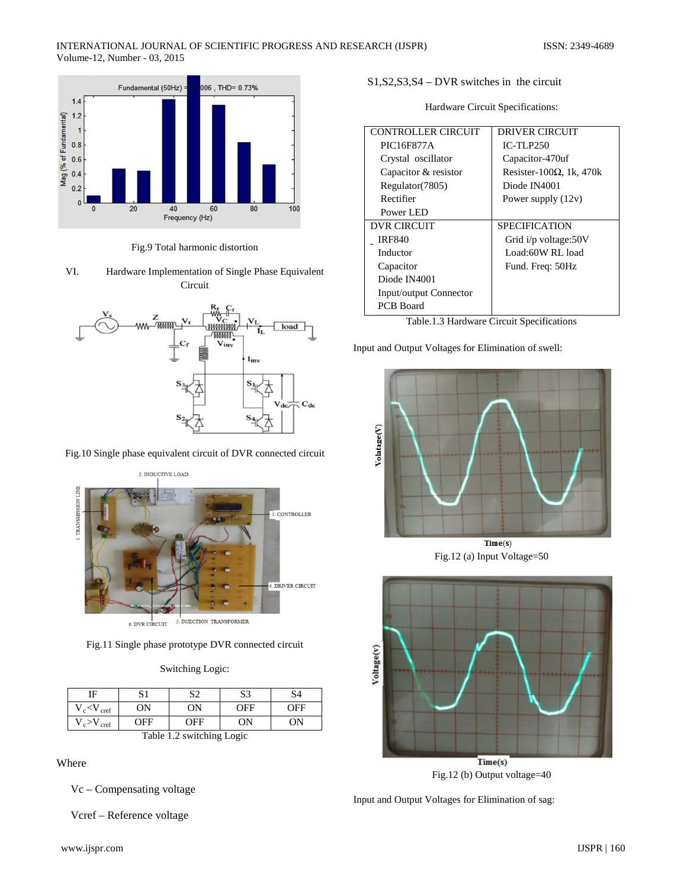Fig.9 Total harmonic distortion

## VI. Hardware Implementation of Single Phase Equivalent Circuit

Fig.10 Single phase equivalent circuit of DVR connected circuit

Fig.11 Single phase prototype DVR connected circuit

Switching Logic:

| IF | S1 | S2 | S3 | S4 |
|---|---|---|---|---|
| $V_c < V_{cref}$ | ON | ON | OFF | OFF |
| $V_c > V_{cref}$ | OFF | OFF | ON | ON |

Table 1.2 switching Logic

Where

$V_c$ – Compensating voltage

$V_{cref}$ – Reference voltage

S1,S2,S3,S4 – DVR switches in the circuit

Hardware Circuit Specifications:

| CONTROLLER CIRCUIT | DRIVER CIRCUIT |
|---|---|
| PIC16F877A<br>Crystal oscillator<br>Capacitor & resistor<br>Regulator(7805)<br>Rectifier<br>Power LED | IC-TLP250<br>Capacitor-470uf<br>Resister-100Ω, 1k, 470k<br>Diode IN4001<br>Power supply (12v) |
| DVR CIRCUIT | SPECIFICATION |
| IRF840<br>Inductor<br>Capacitor<br>Diode IN4001<br>Input/output Connector<br>PCB Board | Grid i/p voltage:50V<br>Load:60W RL load<br>Fund. Freq: 50Hz |

Table.1.3 Hardware Circuit Specifications

Input and Output Voltages for Elimination of swell:

Fig.12 (a) Input Voltage=50

Fig.12 (b) Output voltage=40

Input and Output Voltages for Elimination of sag: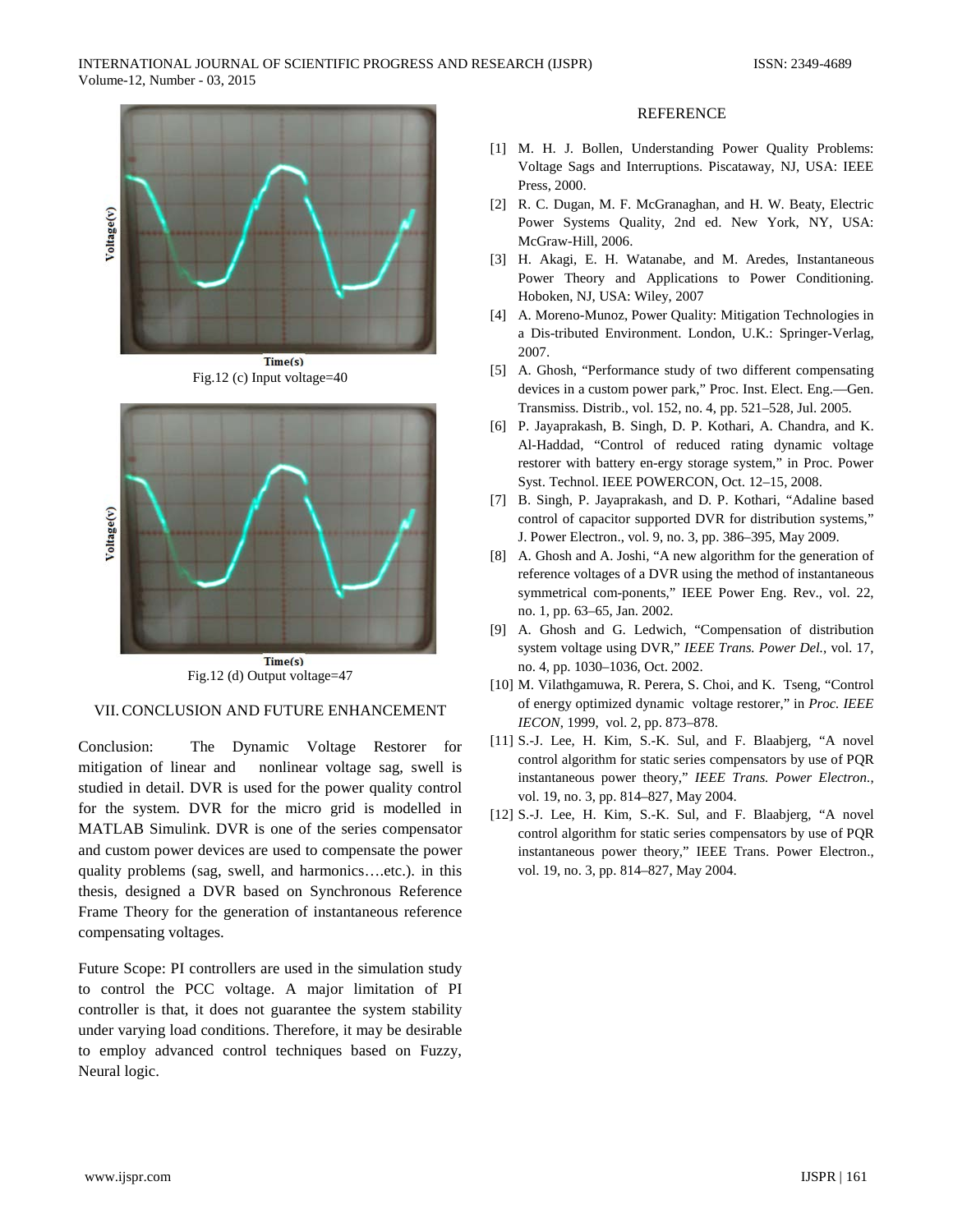Voltage(v)

Time(s)

Fig.12 (c) Input voltage=40

Voltage(v)

Time(s)

Fig.12 (d) Output voltage=47

## VII. CONCLUSION AND FUTURE ENHANCEMENT

Conclusion: The Dynamic Voltage Restorer for mitigation of linear and nonlinear voltage sag, swell is studied in detail. DVR is used for the power quality control for the system. DVR for the micro grid is modelled in MATLAB Simulink. DVR is one of the series compensator and custom power devices are used to compensate the power quality problems (sag, swell, and harmonics….etc.). in this thesis, designed a DVR based on Synchronous Reference Frame Theory for the generation of instantaneous reference compensating voltages.

Future Scope: PI controllers are used in the simulation study to control the PCC voltage. A major limitation of PI controller is that, it does not guarantee the system stability under varying load conditions. Therefore, it may be desirable to employ advanced control techniques based on Fuzzy, Neural logic.

## REFERENCE

[1] M. H. J. Bollen, Understanding Power Quality Problems: Voltage Sags and Interruptions. Piscataway, NJ, USA: IEEE Press, 2000.

[2] R. C. Dugan, M. F. McGranaghan, and H. W. Beaty, Electric Power Systems Quality, 2nd ed. New York, NY, USA: McGraw-Hill, 2006.

[3] H. Akagi, E. H. Watanabe, and M. Aredes, Instantaneous Power Theory and Applications to Power Conditioning. Hoboken, NJ, USA: Wiley, 2007

[4] A. Moreno-Munoz, Power Quality: Mitigation Technologies in a Dis-tributed Environment. London, U.K.: Springer-Verlag, 2007.

[5] A. Ghosh, "Performance study of two different compensating devices in a custom power park," Proc. Inst. Elect. Eng.—Gen. Transmiss. Distrib., vol. 152, no. 4, pp. 521–528, Jul. 2005.

[6] P. Jayaprakash, B. Singh, D. P. Kothari, A. Chandra, and K. Al-Haddad, "Control of reduced rating dynamic voltage restorer with battery en-ergy storage system," in Proc. Power Syst. Technol. IEEE POWERCON, Oct. 12–15, 2008.

[7] B. Singh, P. Jayaprakash, and D. P. Kothari, "Adaline based control of capacitor supported DVR for distribution systems," J. Power Electron., vol. 9, no. 3, pp. 386–395, May 2009.

[8] A. Ghosh and A. Joshi, "A new algorithm for the generation of reference voltages of a DVR using the method of instantaneous symmetrical com-ponents," IEEE Power Eng. Rev., vol. 22, no. 1, pp. 63–65, Jan. 2002.

[9] A. Ghosh and G. Ledwich, "Compensation of distribution system voltage using DVR," *IEEE Trans. Power Del.*, vol. 17, no. 4, pp. 1030–1036, Oct. 2002.

[10] M. Vilathgamuwa, R. Perera, S. Choi, and K. Tseng, "Control of energy optimized dynamic voltage restorer," in *Proc. IEEE IECON*, 1999, vol. 2, pp. 873–878.

[11] S.-J. Lee, H. Kim, S.-K. Sul, and F. Blaabjerg, "A novel control algorithm for static series compensators by use of PQR instantaneous power theory," *IEEE Trans. Power Electron.*, vol. 19, no. 3, pp. 814–827, May 2004.

[12] S.-J. Lee, H. Kim, S.-K. Sul, and F. Blaabjerg, "A novel control algorithm for static series compensators by use of PQR instantaneous power theory," IEEE Trans. Power Electron., vol. 19, no. 3, pp. 814–827, May 2004.